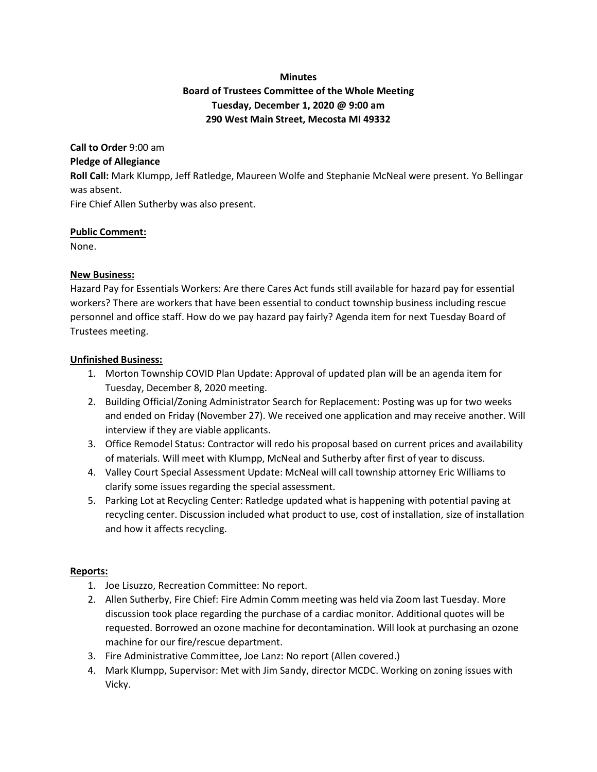**Minutes**

**Board of Trustees Committee of the Whole Meeting**

**Tuesday, December 1, 2020 @ 9:00 am**

**290 West Main Street, Mecosta MI 49332**

**Call to Order** 9:00 am

**Pledge of Allegiance**

**Roll Call:** Mark Klumpp, Jeff Ratledge, Maureen Wolfe and Stephanie McNeal were present. Yo Bellingar was absent.

Fire Chief Allen Sutherby was also present.

**Public Comment:**

None.

**New Business:**

Hazard Pay for Essentials Workers: Are there Cares Act funds still available for hazard pay for essential workers? There are workers that have been essential to conduct township business including rescue personnel and office staff. How do we pay hazard pay fairly? Agenda item for next Tuesday Board of Trustees meeting.

**Unfinished Business:**

1. Morton Township COVID Plan Update: Approval of updated plan will be an agenda item for Tuesday, December 8, 2020 meeting.
2. Building Official/Zoning Administrator Search for Replacement: Posting was up for two weeks and ended on Friday (November 27). We received one application and may receive another. Will interview if they are viable applicants.
3. Office Remodel Status: Contractor will redo his proposal based on current prices and availability of materials. Will meet with Klumpp, McNeal and Sutherby after first of year to discuss.
4. Valley Court Special Assessment Update: McNeal will call township attorney Eric Williams to clarify some issues regarding the special assessment.
5. Parking Lot at Recycling Center: Ratledge updated what is happening with potential paving at recycling center. Discussion included what product to use, cost of installation, size of installation and how it affects recycling.

**Reports:**

1. Joe Lisuzzo, Recreation Committee: No report.
2. Allen Sutherby, Fire Chief: Fire Admin Comm meeting was held via Zoom last Tuesday. More discussion took place regarding the purchase of a cardiac monitor. Additional quotes will be requested. Borrowed an ozone machine for decontamination. Will look at purchasing an ozone machine for our fire/rescue department.
3. Fire Administrative Committee, Joe Lanz: No report (Allen covered.)
4. Mark Klumpp, Supervisor: Met with Jim Sandy, director MCDC. Working on zoning issues with Vicky.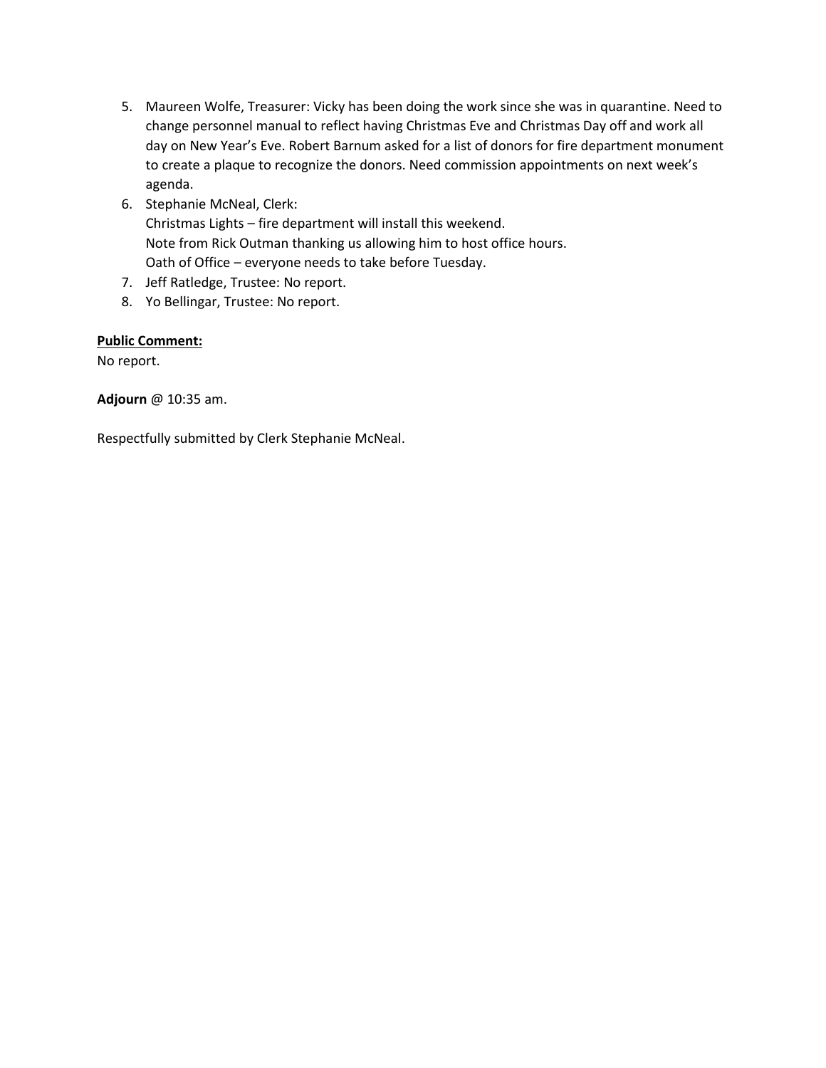5. Maureen Wolfe, Treasurer: Vicky has been doing the work since she was in quarantine. Need to change personnel manual to reflect having Christmas Eve and Christmas Day off and work all day on New Year's Eve. Robert Barnum asked for a list of donors for fire department monument to create a plaque to recognize the donors. Need commission appointments on next week's agenda.
6. Stephanie McNeal, Clerk:
   Christmas Lights – fire department will install this weekend.
   Note from Rick Outman thanking us allowing him to host office hours.
   Oath of Office – everyone needs to take before Tuesday.
7. Jeff Ratledge, Trustee: No report.
8. Yo Bellingar, Trustee: No report.

**Public Comment:**

No report.

**Adjourn** @ 10:35 am.

Respectfully submitted by Clerk Stephanie McNeal.